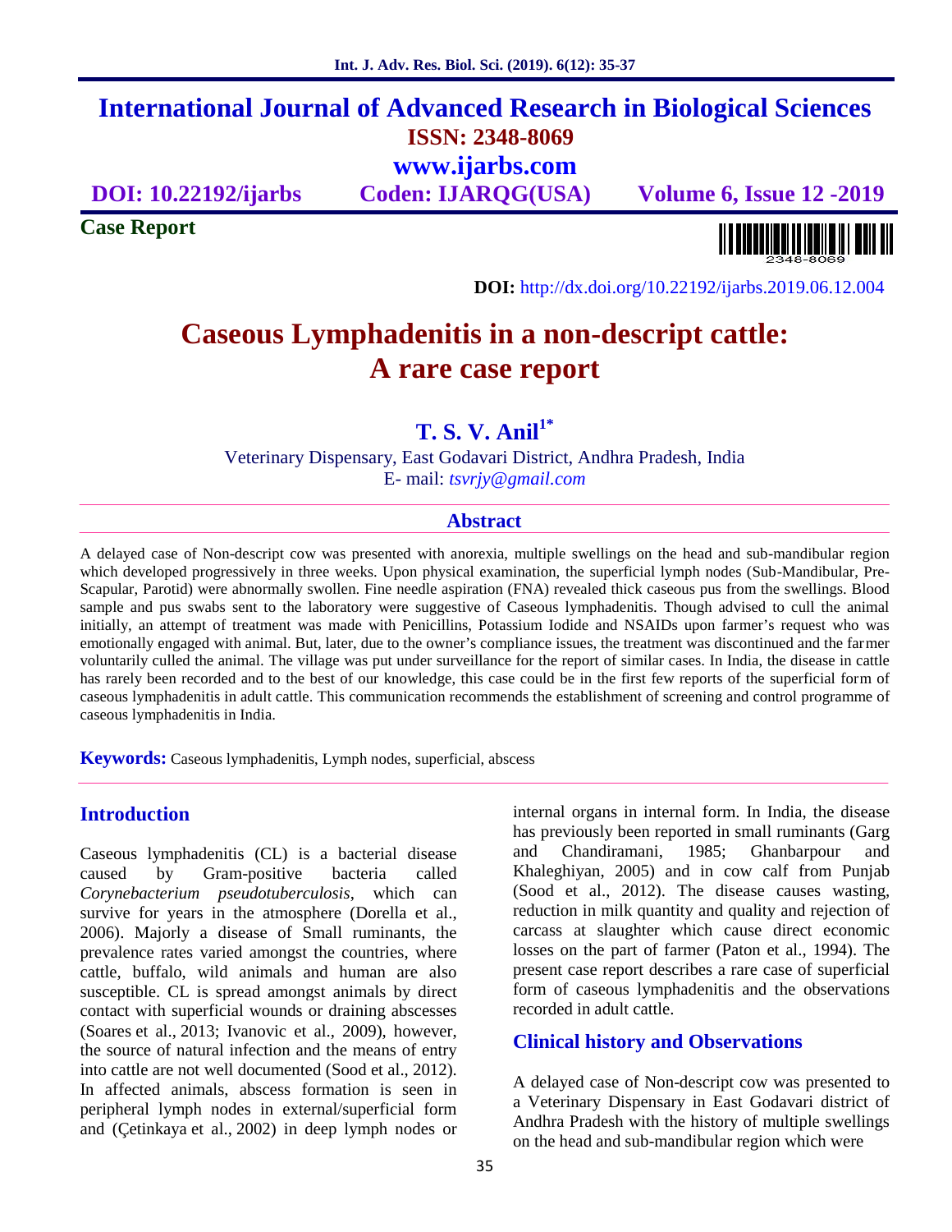# International Journal of Advanced Research in Biological Sciences

**ISSN: 2348-8069**

**www.ijarbs.com**

**DOI: 10.22192/ijarbs** **Coden: IJARQG(USA)** **Volume 6, Issue 12 -2019**

**Case Report**

**DOI:** http://dx.doi.org/10.22192/ijarbs.2019.06.12.004

# Caseous Lymphadenitis in a non-descript cattle: A rare case report

**T. S. V. Anil[1*]**

Veterinary Dispensary, East Godavari District, Andhra Pradesh, India

E- mail: *tsvrjy@gmail.com*

## Abstract

A delayed case of Non-descript cow was presented with anorexia, multiple swellings on the head and sub-mandibular region which developed progressively in three weeks. Upon physical examination, the superficial lymph nodes (Sub-Mandibular, Pre-Scapular, Parotid) were abnormally swollen. Fine needle aspiration (FNA) revealed thick caseous pus from the swellings. Blood sample and pus swabs sent to the laboratory were suggestive of Caseous lymphadenitis. Though advised to cull the animal initially, an attempt of treatment was made with Penicillins, Potassium Iodide and NSAIDs upon farmer's request who was emotionally engaged with animal. But, later, due to the owner's compliance issues, the treatment was discontinued and the farmer voluntarily culled the animal. The village was put under surveillance for the report of similar cases. In India, the disease in cattle has rarely been recorded and to the best of our knowledge, this case could be in the first few reports of the superficial form of caseous lymphadenitis in adult cattle. This communication recommends the establishment of screening and control programme of caseous lymphadenitis in India.

**Keywords:** Caseous lymphadenitis, Lymph nodes, superficial, abscess

## Introduction

Caseous lymphadenitis (CL) is a bacterial disease caused by Gram-positive bacteria called *Corynebacterium pseudotuberculosis*, which can survive for years in the atmosphere (Dorella et al., 2006). Majorly a disease of Small ruminants, the prevalence rates varied amongst the countries, where cattle, buffalo, wild animals and human are also susceptible. CL is spread amongst animals by direct contact with superficial wounds or draining abscesses (Soares et al., 2013; Ivanovic et al., 2009), however, the source of natural infection and the means of entry into cattle are not well documented (Sood et al., 2012). In affected animals, abscess formation is seen in peripheral lymph nodes in external/superficial form and (Çetinkaya et al., 2002) in deep lymph nodes or internal organs in internal form. In India, the disease has previously been reported in small ruminants (Garg and Chandiramani, 1985; Ghanbarpour and Khaleghiyan, 2005) and in cow calf from Punjab (Sood et al., 2012). The disease causes wasting, reduction in milk quantity and quality and rejection of carcass at slaughter which cause direct economic losses on the part of farmer (Paton et al., 1994). The present case report describes a rare case of superficial form of caseous lymphadenitis and the observations recorded in adult cattle.

## Clinical history and Observations

A delayed case of Non-descript cow was presented to a Veterinary Dispensary in East Godavari district of Andhra Pradesh with the history of multiple swellings on the head and sub-mandibular region which were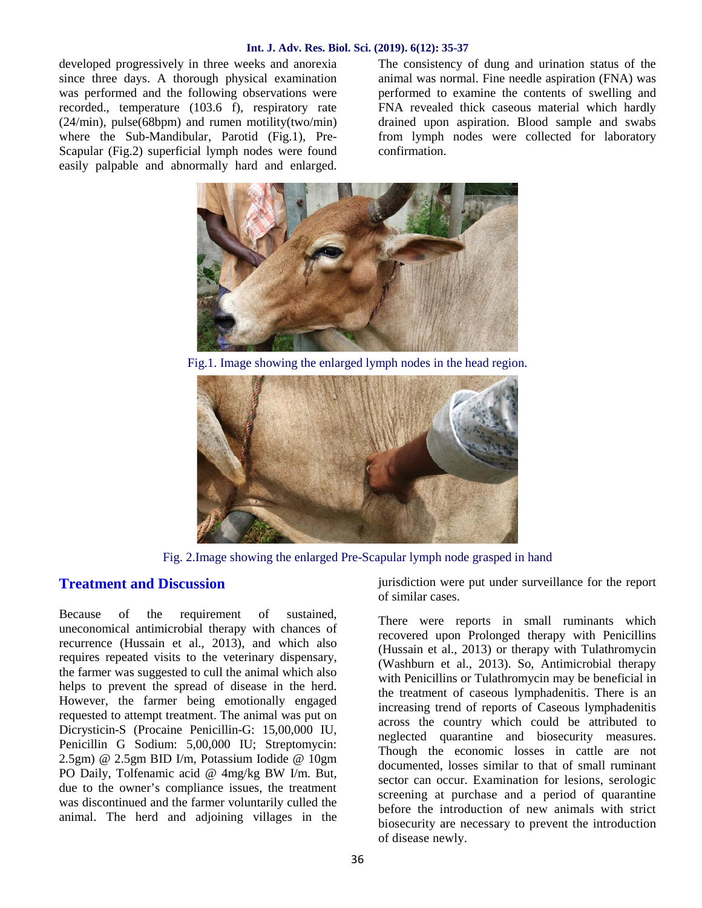developed progressively in three weeks and anorexia since three days. A thorough physical examination was performed and the following observations were recorded., temperature (103.6 f), respiratory rate (24/min), pulse(68bpm) and rumen motility(two/min) where the Sub-Mandibular, Parotid (Fig.1), Pre-Scapular (Fig.2) superficial lymph nodes were found easily palpable and abnormally hard and enlarged. The consistency of dung and urination status of the animal was normal. Fine needle aspiration (FNA) was performed to examine the contents of swelling and FNA revealed thick caseous material which hardly drained upon aspiration. Blood sample and swabs from lymph nodes were collected for laboratory confirmation.

Fig.1. Image showing the enlarged lymph nodes in the head region.

Fig. 2.Image showing the enlarged Pre-Scapular lymph node grasped in hand

## Treatment and Discussion

Because of the requirement of sustained, uneconomical antimicrobial therapy with chances of recurrence (Hussain et al., 2013), and which also requires repeated visits to the veterinary dispensary, the farmer was suggested to cull the animal which also helps to prevent the spread of disease in the herd. However, the farmer being emotionally engaged requested to attempt treatment. The animal was put on Dicrysticin-S (Procaine Penicillin-G: 15,00,000 IU, Penicillin G Sodium: 5,00,000 IU; Streptomycin: 2.5gm) @ 2.5gm BID I/m, Potassium Iodide @ 10gm PO Daily, Tolfenamic acid @ 4mg/kg BW I/m. But, due to the owner's compliance issues, the treatment was discontinued and the farmer voluntarily culled the animal. The herd and adjoining villages in the jurisdiction were put under surveillance for the report of similar cases.

There were reports in small ruminants which recovered upon Prolonged therapy with Penicillins (Hussain et al., 2013) or therapy with Tulathromycin (Washburn et al., 2013). So, Antimicrobial therapy with Penicillins or Tulathromycin may be beneficial in the treatment of caseous lymphadenitis. There is an increasing trend of reports of Caseous lymphadenitis across the country which could be attributed to neglected quarantine and biosecurity measures. Though the economic losses in cattle are not documented, losses similar to that of small ruminant sector can occur. Examination for lesions, serologic screening at purchase and a period of quarantine before the introduction of new animals with strict biosecurity are necessary to prevent the introduction of disease newly.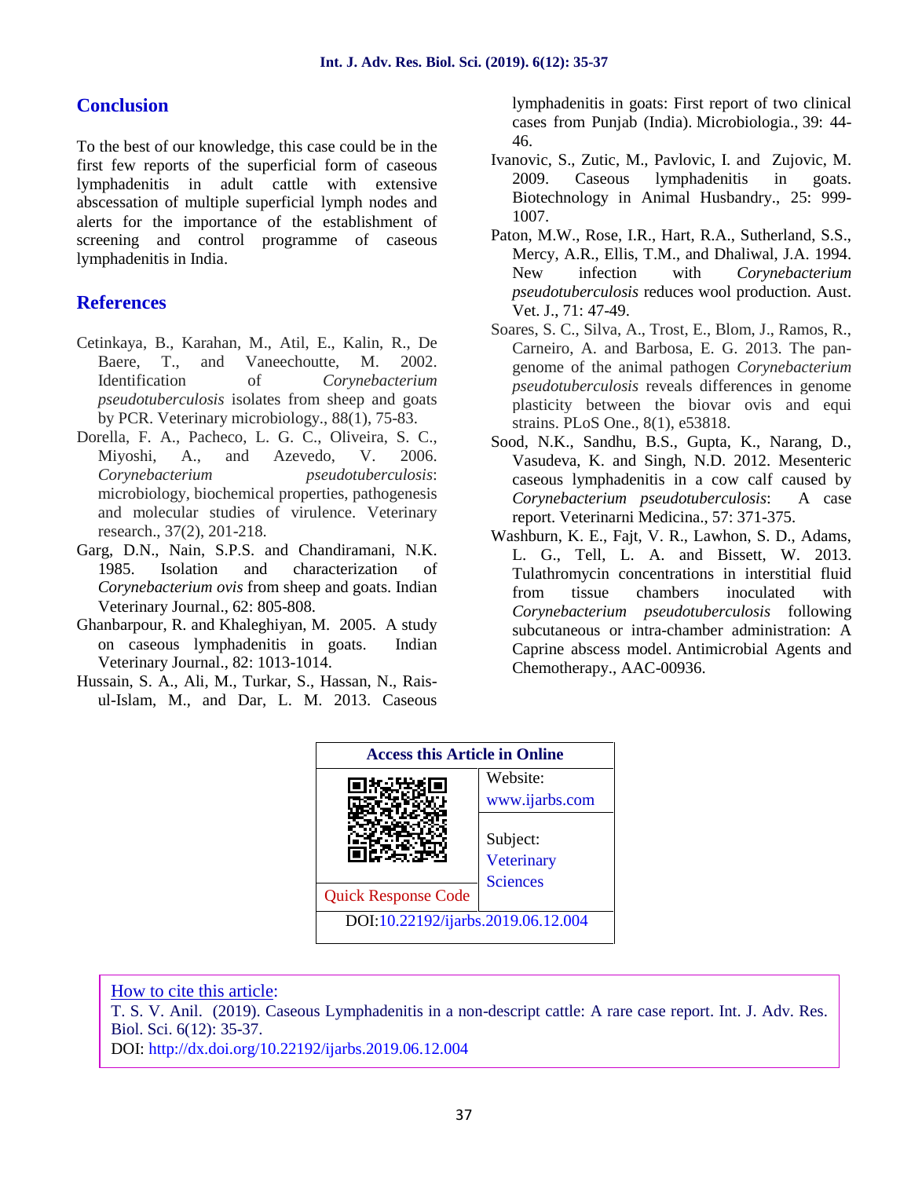## Conclusion

To the best of our knowledge, this case could be in the first few reports of the superficial form of caseous lymphadenitis in adult cattle with extensive abscessation of multiple superficial lymph nodes and alerts for the importance of the establishment of screening and control programme of caseous lymphadenitis in India.

## References

Cetinkaya, B., Karahan, M., Atil, E., Kalin, R., De Baere, T., and Vaneechoutte, M. 2002. Identification of *Corynebacterium pseudotuberculosis* isolates from sheep and goats by PCR. Veterinary microbiology., 88(1), 75-83.

Dorella, F. A., Pacheco, L. G. C., Oliveira, S. C., Miyoshi, A., and Azevedo, V. 2006. *Corynebacterium pseudotuberculosis*: microbiology, biochemical properties, pathogenesis and molecular studies of virulence. Veterinary research., 37(2), 201-218.

Garg, D.N., Nain, S.P.S. and Chandiramani, N.K. 1985. Isolation and characterization of *Corynebacterium ovis* from sheep and goats. Indian Veterinary Journal., 62: 805-808.

Ghanbarpour, R. and Khaleghiyan, M. 2005. A study on caseous lymphadenitis in goats. Indian Veterinary Journal., 82: 1013-1014.

Hussain, S. A., Ali, M., Turkar, S., Hassan, N., Rais-ul-Islam, M., and Dar, L. M. 2013. Caseous lymphadenitis in goats: First report of two clinical cases from Punjab (India). Microbiologia., 39: 44-46.

Ivanovic, S., Zutic, M., Pavlovic, I. and Zujovic, M. 2009. Caseous lymphadenitis in goats. Biotechnology in Animal Husbandry., 25: 999-1007.

Paton, M.W., Rose, I.R., Hart, R.A., Sutherland, S.S., Mercy, A.R., Ellis, T.M., and Dhaliwal, J.A. 1994. New infection with *Corynebacterium pseudotuberculosis* reduces wool production. Aust. Vet. J., 71: 47-49.

Soares, S. C., Silva, A., Trost, E., Blom, J., Ramos, R., Carneiro, A. and Barbosa, E. G. 2013. The pan-genome of the animal pathogen *Corynebacterium pseudotuberculosis* reveals differences in genome plasticity between the biovar ovis and equi strains. PLoS One., 8(1), e53818.

Sood, N.K., Sandhu, B.S., Gupta, K., Narang, D., Vasudeva, K. and Singh, N.D. 2012. Mesenteric caseous lymphadenitis in a cow calf caused by *Corynebacterium pseudotuberculosis*: A case report. Veterinarni Medicina., 57: 371-375.

Washburn, K. E., Fajt, V. R., Lawhon, S. D., Adams, L. G., Tell, L. A. and Bissett, W. 2013. Tulathromycin concentrations in interstitial fluid from tissue chambers inoculated with *Corynebacterium pseudotuberculosis* following subcutaneous or intra-chamber administration: A Caprine abscess model. Antimicrobial Agents and Chemotherapy., AAC-00936.

| Access this Article in Online | |
| --- | --- |
| Quick Response Code | Website: www.ijarbs.com |
| | Subject: Veterinary Sciences |
| DOI:10.22192/ijarbs.2019.06.12.004 | |

How to cite this article:
T. S. V. Anil. (2019). Caseous Lymphadenitis in a non-descript cattle: A rare case report. Int. J. Adv. Res. Biol. Sci. 6(12): 35-37.
DOI: http://dx.doi.org/10.22192/ijarbs.2019.06.12.004